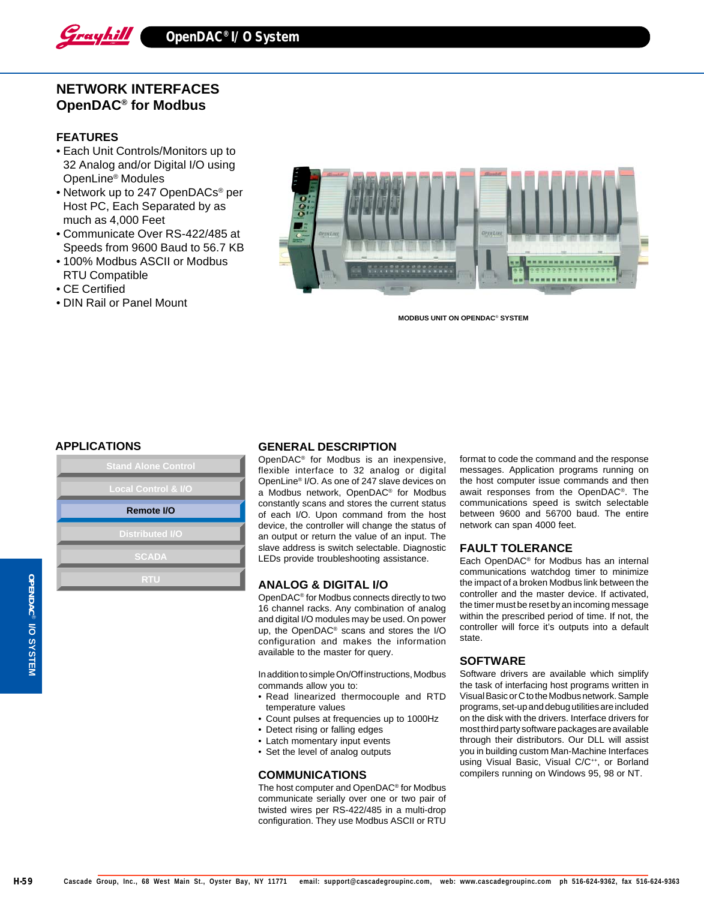# NETWORK INTERFACES
## OpenDAC® for Modbus

### FEATURES

- Each Unit Controls/Monitors up to 32 Analog and/or Digital I/O using OpenLine® Modules
- Network up to 247 OpenDACs® per Host PC, Each Separated by as much as 4,000 Feet
- Communicate Over RS-422/485 at Speeds from 9600 Baud to 56.7 KB
- 100% Modbus ASCII or Modbus RTU Compatible
- CE Certified
- DIN Rail or Panel Mount

MODBUS UNIT ON OPENDAC® SYSTEM

### APPLICATIONS

- Stand Alone Control
- Local Control & I/O
- **Remote I/O**
- Distributed I/O
- SCADA
- RTU

### GENERAL DESCRIPTION

OpenDAC® for Modbus is an inexpensive, flexible interface to 32 analog or digital OpenLine® I/O. As one of 247 slave devices on a Modbus network, OpenDAC® for Modbus constantly scans and stores the current status of each I/O. Upon command from the host device, the controller will change the status of an output or return the value of an input. The slave address is switch selectable. Diagnostic LEDs provide troubleshooting assistance.

### ANALOG & DIGITAL I/O

OpenDAC® for Modbus connects directly to two 16 channel racks. Any combination of analog and digital I/O modules may be used. On power up, the OpenDAC® scans and stores the I/O configuration and makes the information available to the master for query.

In addition to simple On/Off instructions, Modbus commands allow you to:

- Read linearized thermocouple and RTD temperature values
- Count pulses at frequencies up to 1000Hz
- Detect rising or falling edges
- Latch momentary input events
- Set the level of analog outputs

### COMMUNICATIONS

The host computer and OpenDAC® for Modbus communicate serially over one or two pair of twisted wires per RS-422/485 in a multi-drop configuration. They use Modbus ASCII or RTU format to code the command and the response messages. Application programs running on the host computer issue commands and then await responses from the OpenDAC®. The communications speed is switch selectable between 9600 and 56700 baud. The entire network can span 4000 feet.

### FAULT TOLERANCE

Each OpenDAC® for Modbus has an internal communications watchdog timer to minimize the impact of a broken Modbus link between the controller and the master device. If activated, the timer must be reset by an incoming message within the prescribed period of time. If not, the controller will force it's outputs into a default state.

### SOFTWARE

Software drivers are available which simplify the task of interfacing host programs written in Visual Basic or C to the Modbus network. Sample programs, set-up and debug utilities are included on the disk with the drivers. Interface drivers for most third party software packages are available through their distributors. Our DLL will assist you in building custom Man-Machine Interfaces using Visual Basic, Visual C/C++, or Borland compilers running on Windows 95, 98 or NT.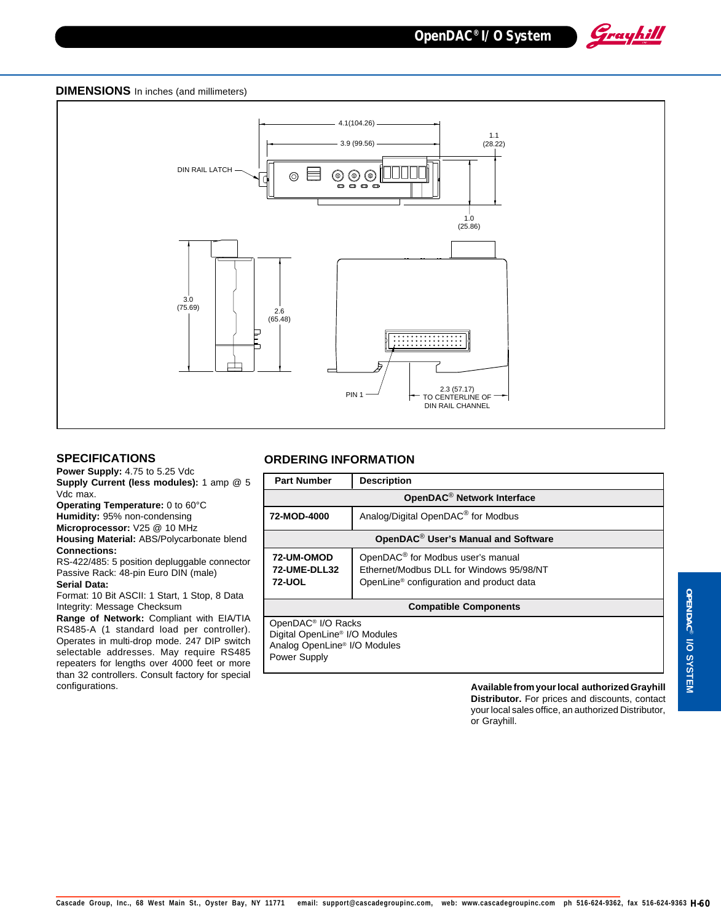## DIMENSIONS In inches (and millimeters)

4.1(104.26)
3.9 (99.56)
1.1
(28.22)
DIN RAIL LATCH
1.0
(25.86)
3.0
(75.69)
2.6
(65.48)
PIN 1
2.3 (57.17)
TO CENTERLINE OF
DIN RAIL CHANNEL

## SPECIFICATIONS

**Power Supply:** 4.75 to 5.25 Vdc
**Supply Current (less modules):** 1 amp @ 5 Vdc max.
**Operating Temperature:** 0 to 60°C
**Humidity:** 95% non-condensing
**Microprocessor:** V25 @ 10 MHz
**Housing Material:** ABS/Polycarbonate blend
**Connections:**
RS-422/485: 5 position depluggable connector
Passive Rack: 48-pin Euro DIN (male)
**Serial Data:**
Format: 10 Bit ASCII: 1 Start, 1 Stop, 8 Data
Integrity: Message Checksum
**Range of Network:** Compliant with EIA/TIA RS485-A (1 standard load per controller). Operates in multi-drop mode. 247 DIP switch selectable addresses. May require RS485 repeaters for lengths over 4000 feet or more than 32 controllers. Consult factory for special configurations.

## ORDERING INFORMATION

| Part Number | Description |
|---|---|
| **OpenDAC® Network Interface** | |
| **72-MOD-4000** | Analog/Digital OpenDAC® for Modbus |
| **OpenDAC® User's Manual and Software** | |
| **72-UM-OMOD**<br>**72-UME-DLL32**<br>**72-UOL** | OpenDAC® for Modbus user's manual<br>Ethernet/Modbus DLL for Windows 95/98/NT<br>OpenLine® configuration and product data |
| **Compatible Components** | |
| OpenDAC® I/O Racks<br>Digital OpenLine® I/O Modules<br>Analog OpenLine® I/O Modules<br>Power Supply | |

**Available from your local authorized Grayhill Distributor.** For prices and discounts, contact your local sales office, an authorized Distributor, or Grayhill.